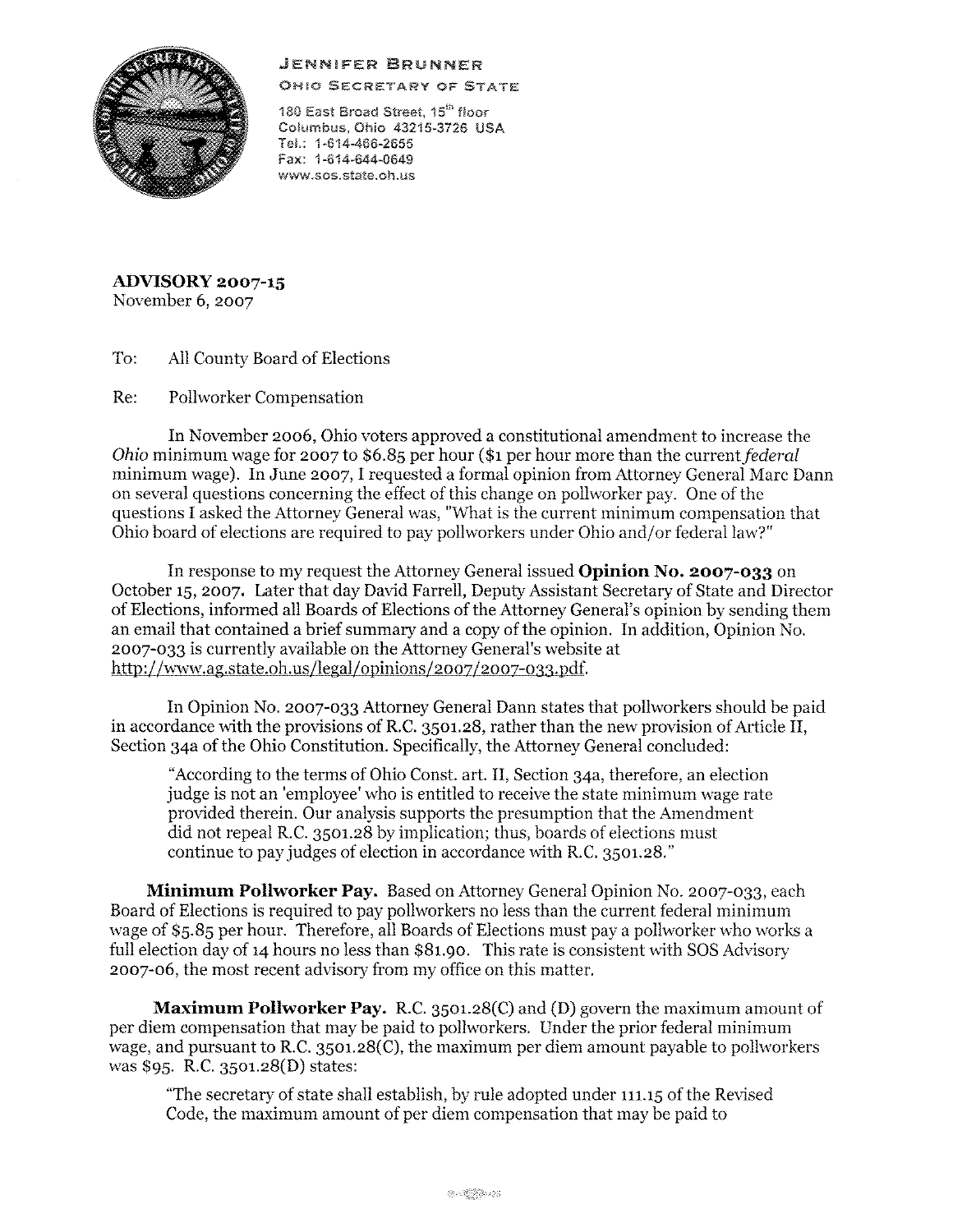**JENNIFER BRUNNER**
OHIO SECRETARY OF STATE

180 East Broad Street, 15th floor
Columbus, Ohio 43215-3726 USA
Tel.: 1-614-466-2655
Fax: 1-614-644-0649
www.sos.state.oh.us

**ADVISORY 2007-15**
November 6, 2007

To: All County Board of Elections

Re: Pollworker Compensation

In November 2006, Ohio voters approved a constitutional amendment to increase the *Ohio* minimum wage for 2007 to $6.85 per hour ($1 per hour more than the current *federal* minimum wage). In June 2007, I requested a formal opinion from Attorney General Marc Dann on several questions concerning the effect of this change on pollworker pay. One of the questions I asked the Attorney General was, "What is the current minimum compensation that Ohio board of elections are required to pay pollworkers under Ohio and/or federal law?"

In response to my request the Attorney General issued **Opinion No. 2007-033** on October 15, 2007. Later that day David Farrell, Deputy Assistant Secretary of State and Director of Elections, informed all Boards of Elections of the Attorney General's opinion by sending them an email that contained a brief summary and a copy of the opinion. In addition, Opinion No. 2007-033 is currently available on the Attorney General's website at http://www.ag.state.oh.us/legal/opinions/2007/2007-033.pdf.

In Opinion No. 2007-033 Attorney General Dann states that pollworkers should be paid in accordance with the provisions of R.C. 3501.28, rather than the new provision of Article II, Section 34a of the Ohio Constitution. Specifically, the Attorney General concluded:

> "According to the terms of Ohio Const. art. II, Section 34a, therefore, an election judge is not an 'employee' who is entitled to receive the state minimum wage rate provided therein. Our analysis supports the presumption that the Amendment did not repeal R.C. 3501.28 by implication; thus, boards of elections must continue to pay judges of election in accordance with R.C. 3501.28."

**Minimum Pollworker Pay.** Based on Attorney General Opinion No. 2007-033, each Board of Elections is required to pay pollworkers no less than the current federal minimum wage of $5.85 per hour. Therefore, all Boards of Elections must pay a pollworker who works a full election day of 14 hours no less than $81.90. This rate is consistent with SOS Advisory 2007-06, the most recent advisory from my office on this matter.

**Maximum Pollworker Pay.** R.C. 3501.28(C) and (D) govern the maximum amount of per diem compensation that may be paid to pollworkers. Under the prior federal minimum wage, and pursuant to R.C. 3501.28(C), the maximum per diem amount payable to pollworkers was $95. R.C. 3501.28(D) states:

> "The secretary of state shall establish, by rule adopted under 111.15 of the Revised Code, the maximum amount of per diem compensation that may be paid to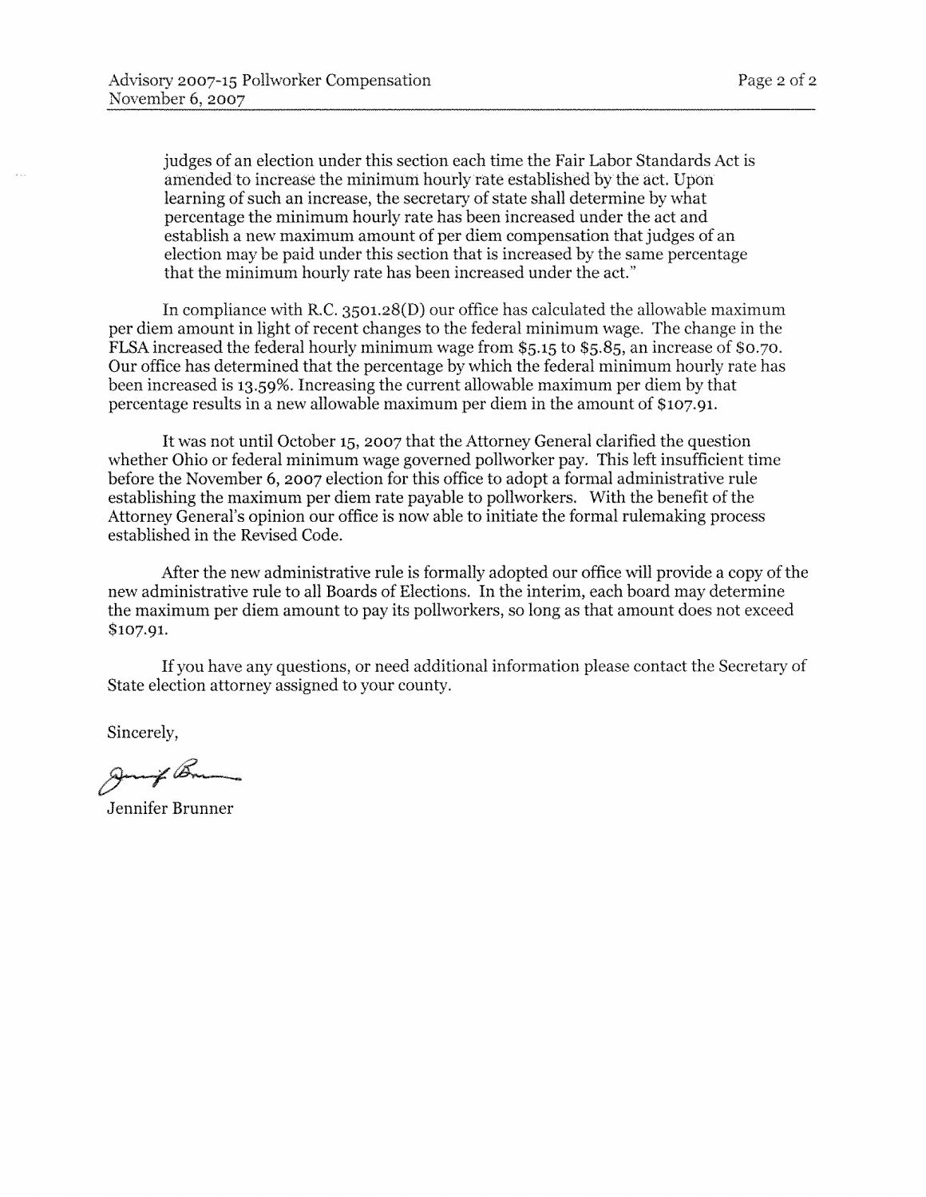judges of an election under this section each time the Fair Labor Standards Act is amended to increase the minimum hourly rate established by the act. Upon learning of such an increase, the secretary of state shall determine by what percentage the minimum hourly rate has been increased under the act and establish a new maximum amount of per diem compensation that judges of an election may be paid under this section that is increased by the same percentage that the minimum hourly rate has been increased under the act."

In compliance with R.C. 3501.28(D) our office has calculated the allowable maximum per diem amount in light of recent changes to the federal minimum wage. The change in the FLSA increased the federal hourly minimum wage from $5.15 to $5.85, an increase of $0.70. Our office has determined that the percentage by which the federal minimum hourly rate has been increased is 13.59%. Increasing the current allowable maximum per diem by that percentage results in a new allowable maximum per diem in the amount of $107.91.

It was not until October 15, 2007 that the Attorney General clarified the question whether Ohio or federal minimum wage governed pollworker pay. This left insufficient time before the November 6, 2007 election for this office to adopt a formal administrative rule establishing the maximum per diem rate payable to pollworkers. With the benefit of the Attorney General's opinion our office is now able to initiate the formal rulemaking process established in the Revised Code.

After the new administrative rule is formally adopted our office will provide a copy of the new administrative rule to all Boards of Elections. In the interim, each board may determine the maximum per diem amount to pay its pollworkers, so long as that amount does not exceed $107.91.

If you have any questions, or need additional information please contact the Secretary of State election attorney assigned to your county.

Sincerely,

Jennifer Brunner